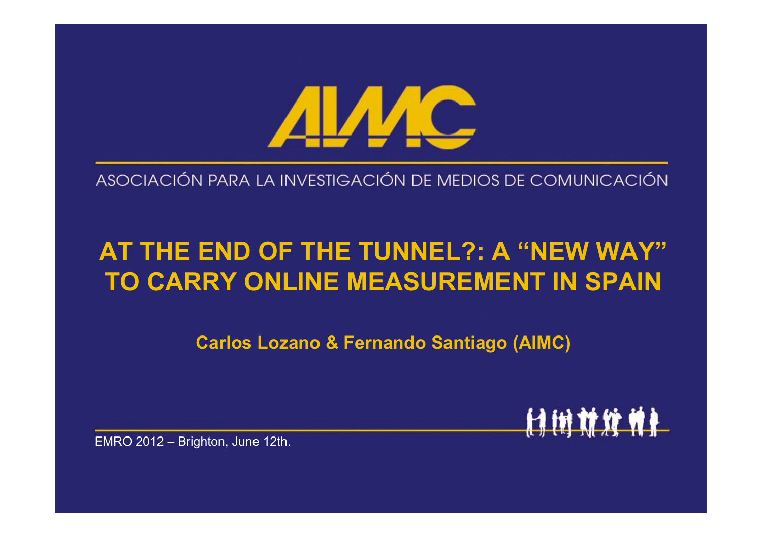AIMC

ASOCIACIÓN PARA LA INVESTIGACIÓN DE MEDIOS DE COMUNICACIÓN

# AT THE END OF THE TUNNEL?: A "NEW WAY" TO CARRY ONLINE MEASUREMENT IN SPAIN

**Carlos Lozano & Fernando Santiago (AIMC)**

EMRO 2012 – Brighton, June 12th.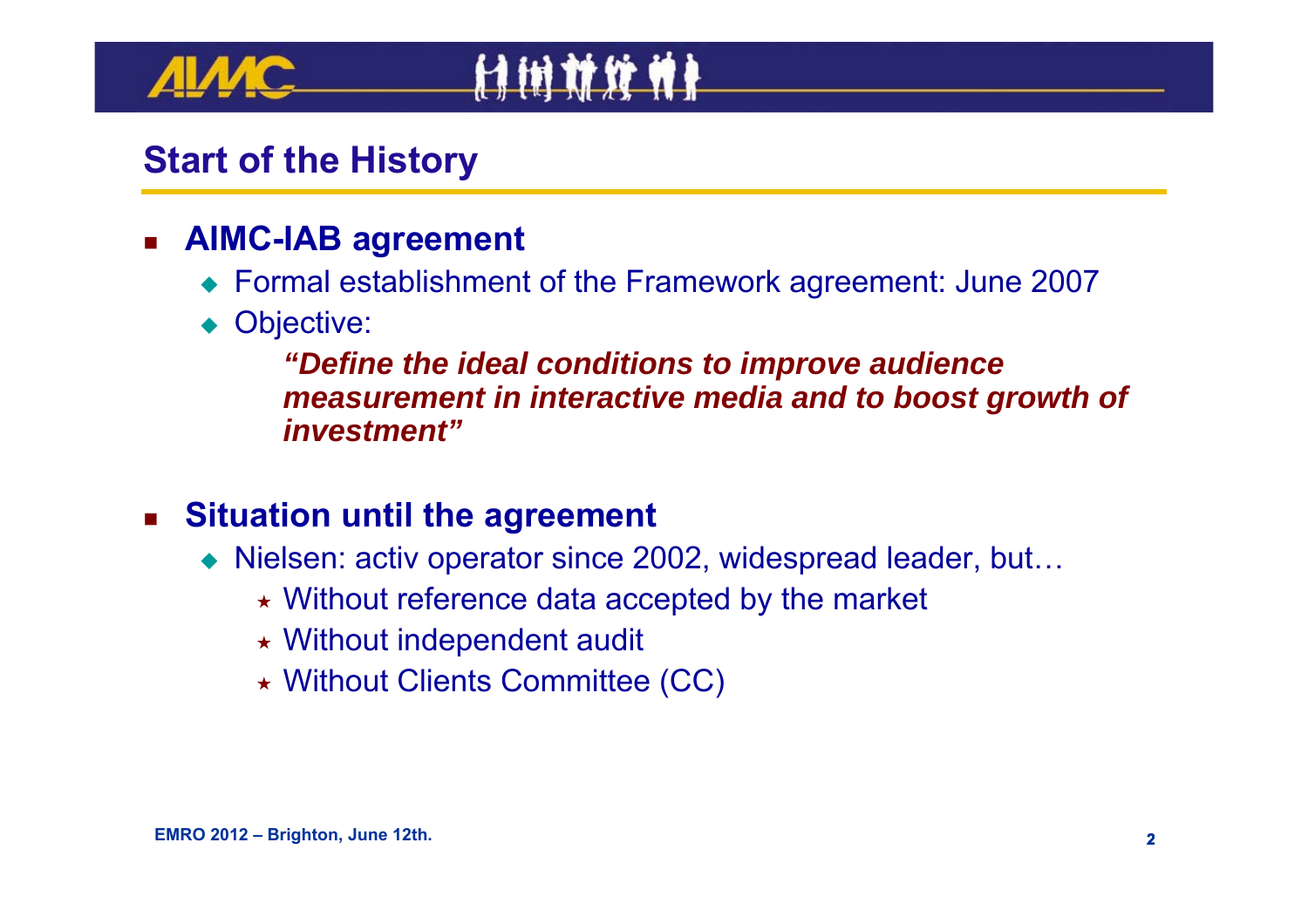## Start of the History

- **AIMC-IAB agreement**
  - Formal establishment of the Framework agreement: June 2007
  - Objective:

    ***"Define the ideal conditions to improve audience measurement in interactive media and to boost growth of investment"***

- **Situation until the agreement**
  - Nielsen: activ operator since 2002, widespread leader, but…
    - Without reference data accepted by the market
    - Without independent audit
    - Without Clients Committee (CC)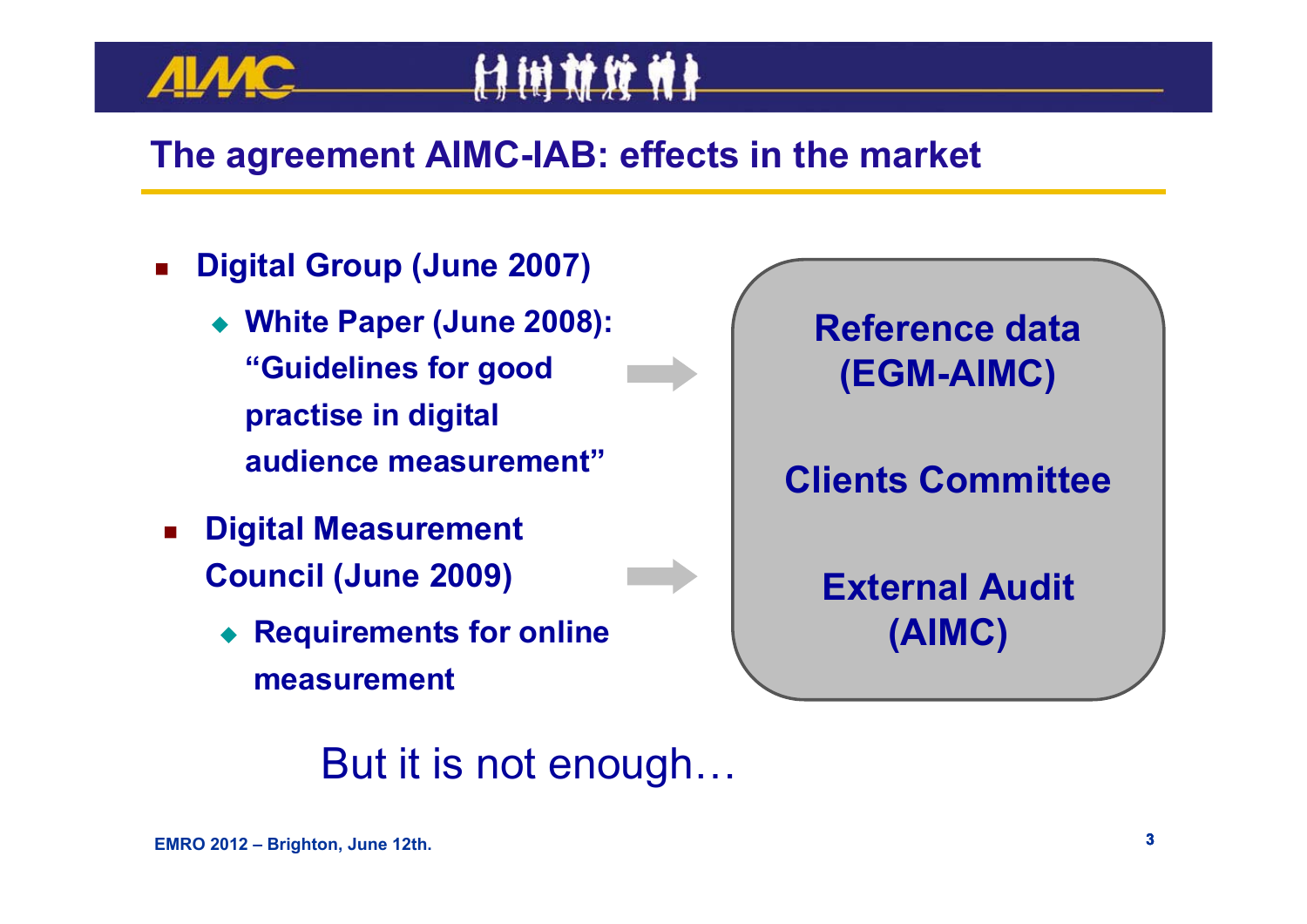## The agreement AIMC-IAB: effects in the market

- **Digital Group (June 2007)**
  - **White Paper (June 2008): "Guidelines for good practise in digital audience measurement"**
- **Digital Measurement Council (June 2009)**
  - **Requirements for online measurement**

**Reference data (EGM-AIMC)**

**Clients Committee**

**External Audit (AIMC)**

But it is not enough…

**EMRO 2012 – Brighton, June 12th.**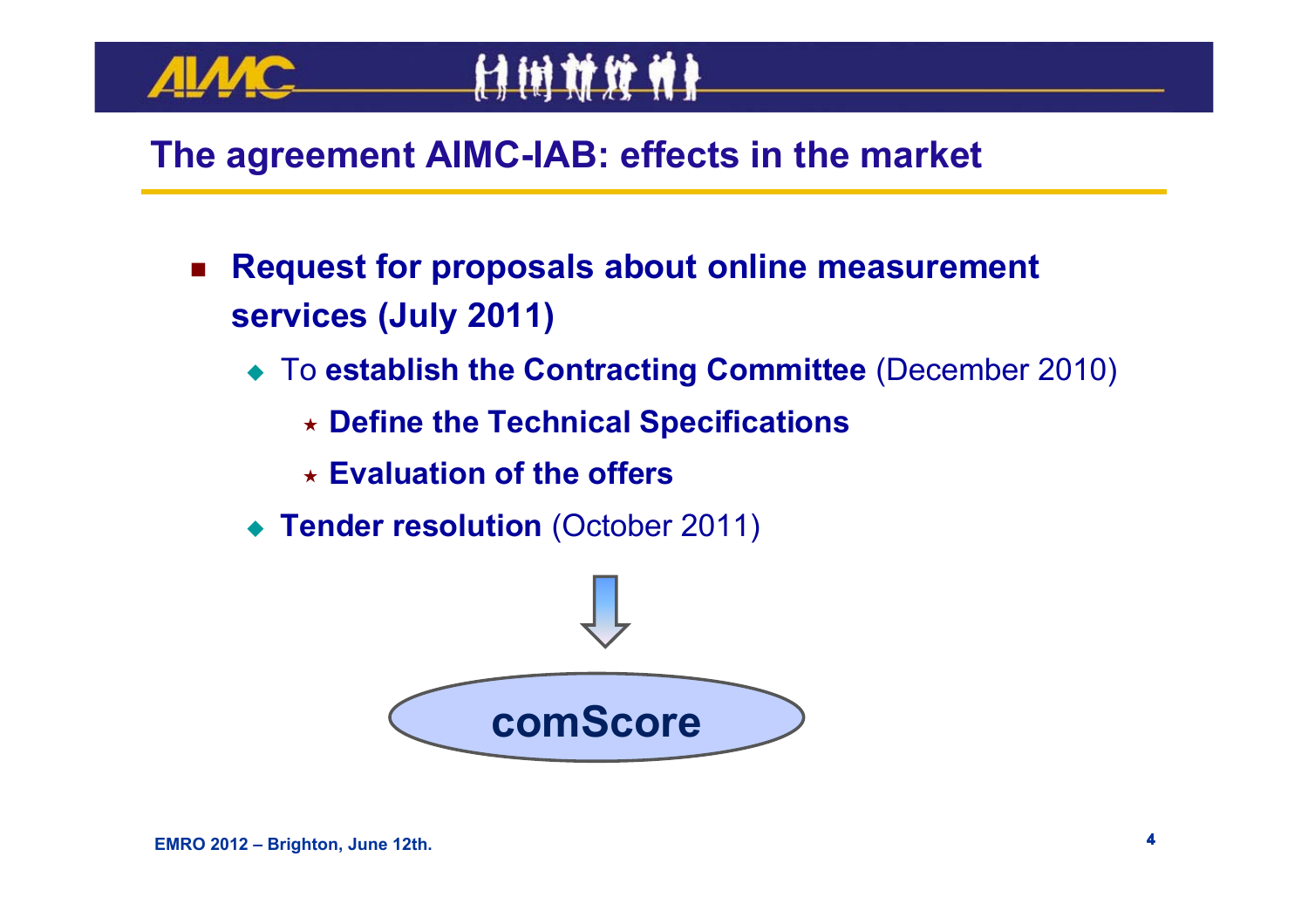## The agreement AIMC-IAB: effects in the market

- **Request for proposals about online measurement services (July 2011)**
  - To **establish the Contracting Committee** (December 2010)
    - **Define the Technical Specifications**
    - **Evaluation of the offers**
  - **Tender resolution** (October 2011)

**comScore**

EMRO 2012 – Brighton, June 12th.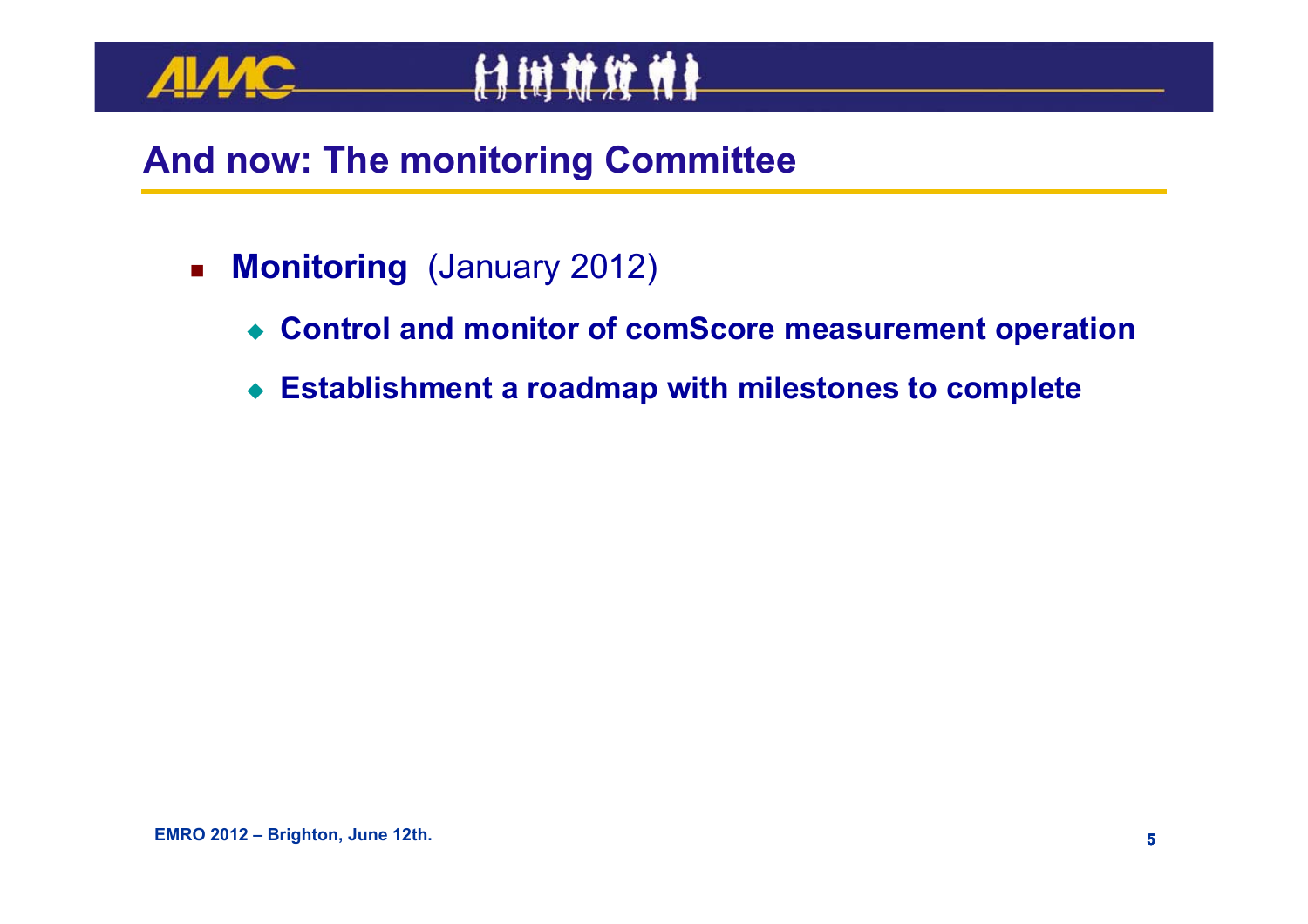## And now: The monitoring Committee

- **Monitoring** (January 2012)
  - **Control and monitor of comScore measurement operation**
  - **Establishment a roadmap with milestones to complete**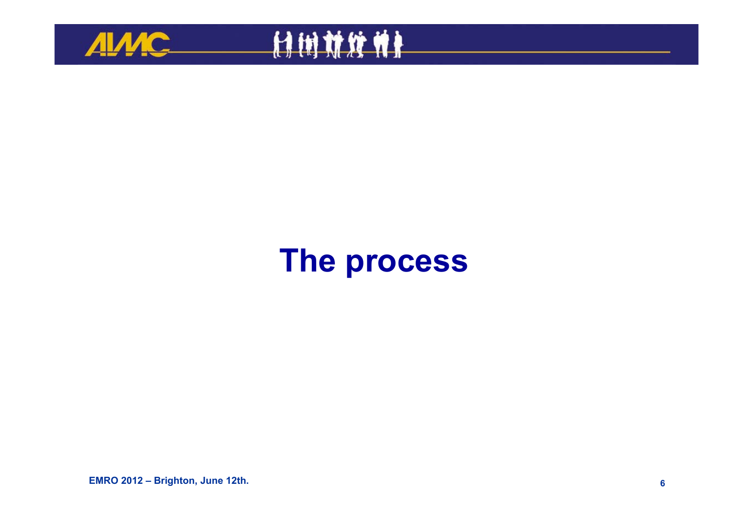# The process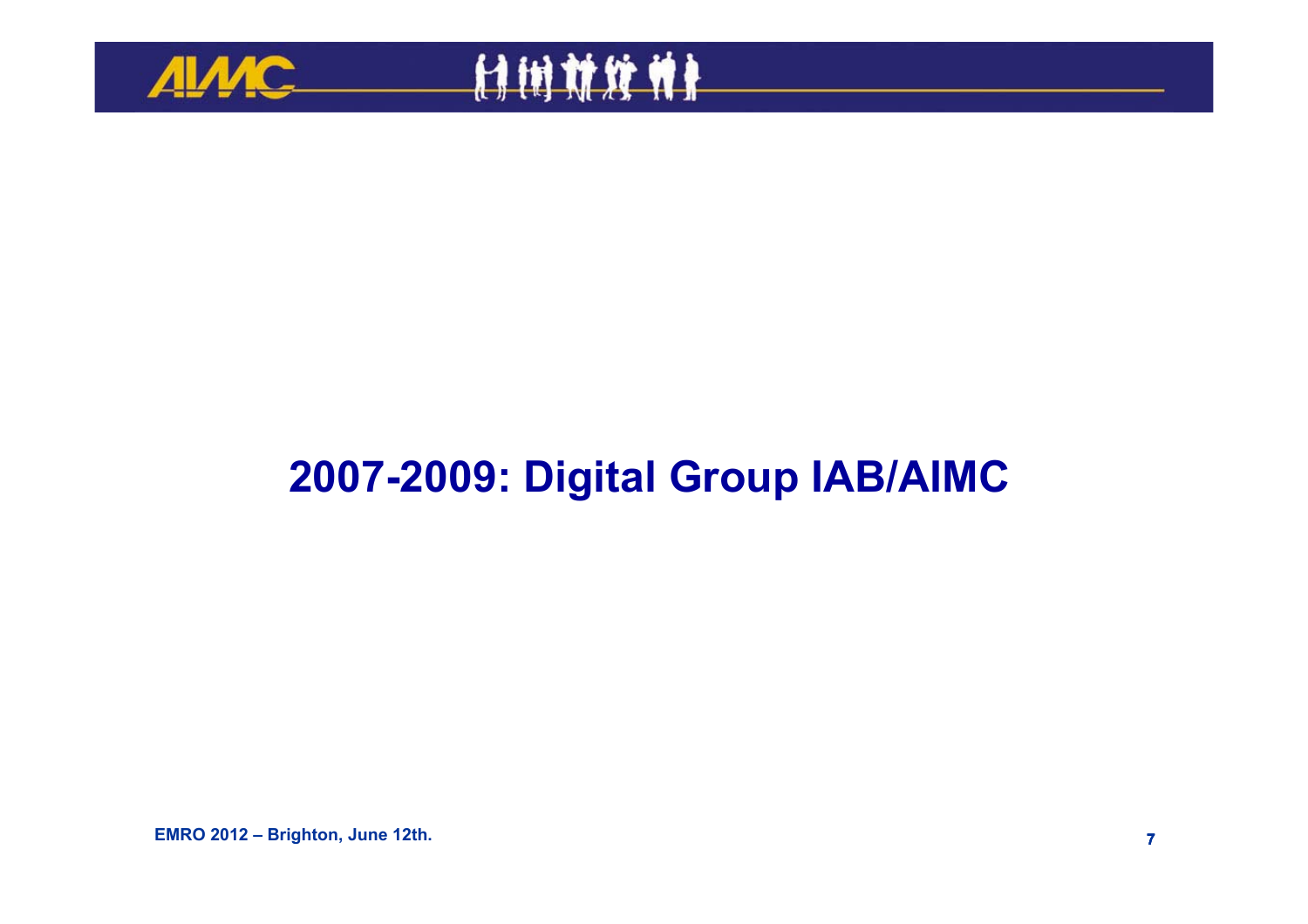# 2007-2009: Digital Group IAB/AIMC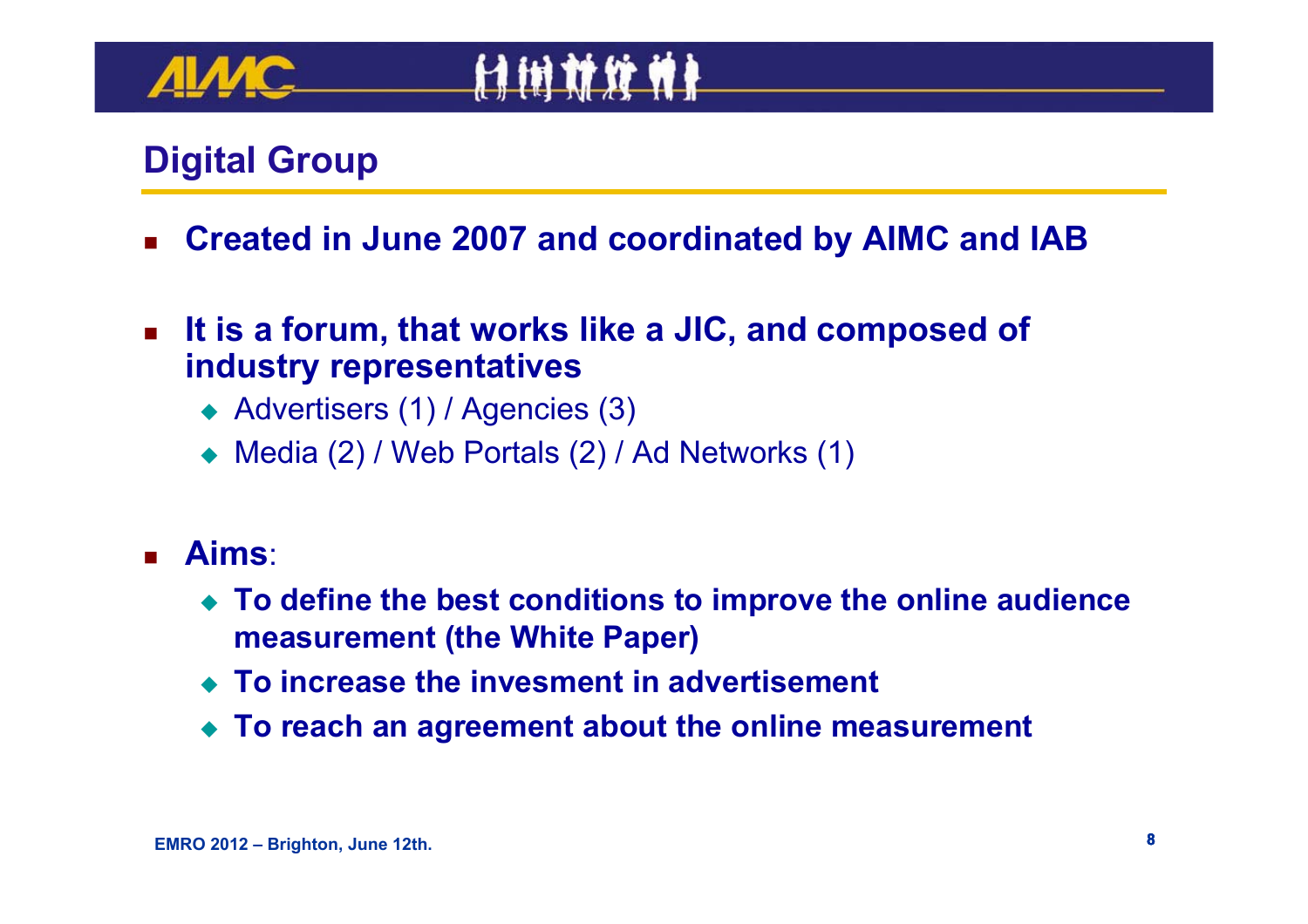## Digital Group

- **Created in June 2007 and coordinated by AIMC and IAB**
- **It is a forum, that works like a JIC, and composed of industry representatives**
  - Advertisers (1) / Agencies (3)
  - Media (2) / Web Portals (2) / Ad Networks (1)
- **Aims**:
  - **To define the best conditions to improve the online audience measurement (the White Paper)**
  - **To increase the invesment in advertisement**
  - **To reach an agreement about the online measurement**

EMRO 2012 – Brighton, June 12th.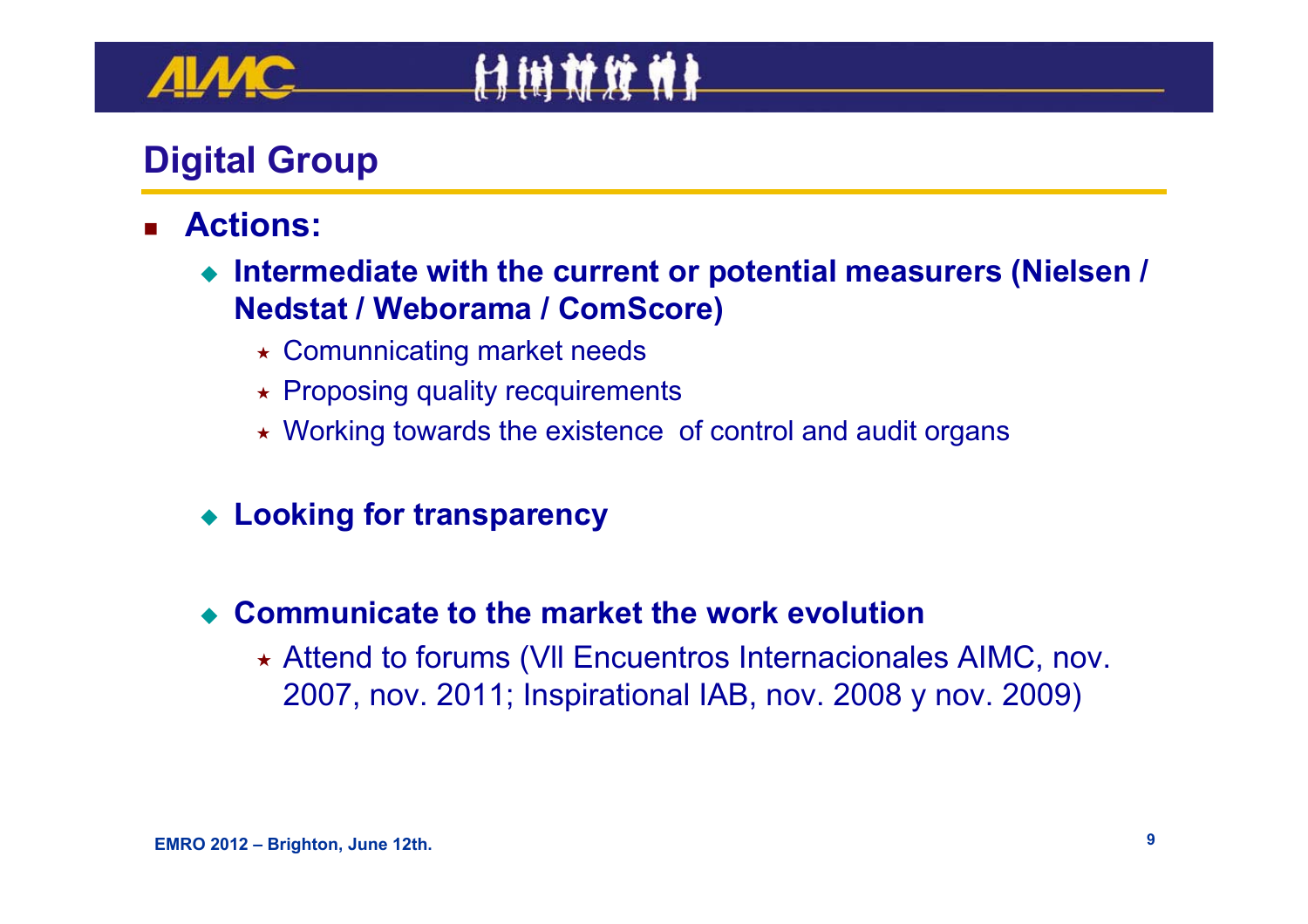## Digital Group

- **Actions:**
  - **Intermediate with the current or potential measurers (Nielsen / Nedstat / Weborama / ComScore)**
    - Comunnicating market needs
    - Proposing quality recquirements
    - Working towards the existence of control and audit organs
  - **Looking for transparency**
  - **Communicate to the market the work evolution**
    - Attend to forums (VII Encuentros Internacionales AIMC, nov. 2007, nov. 2011; Inspirational IAB, nov. 2008 y nov. 2009)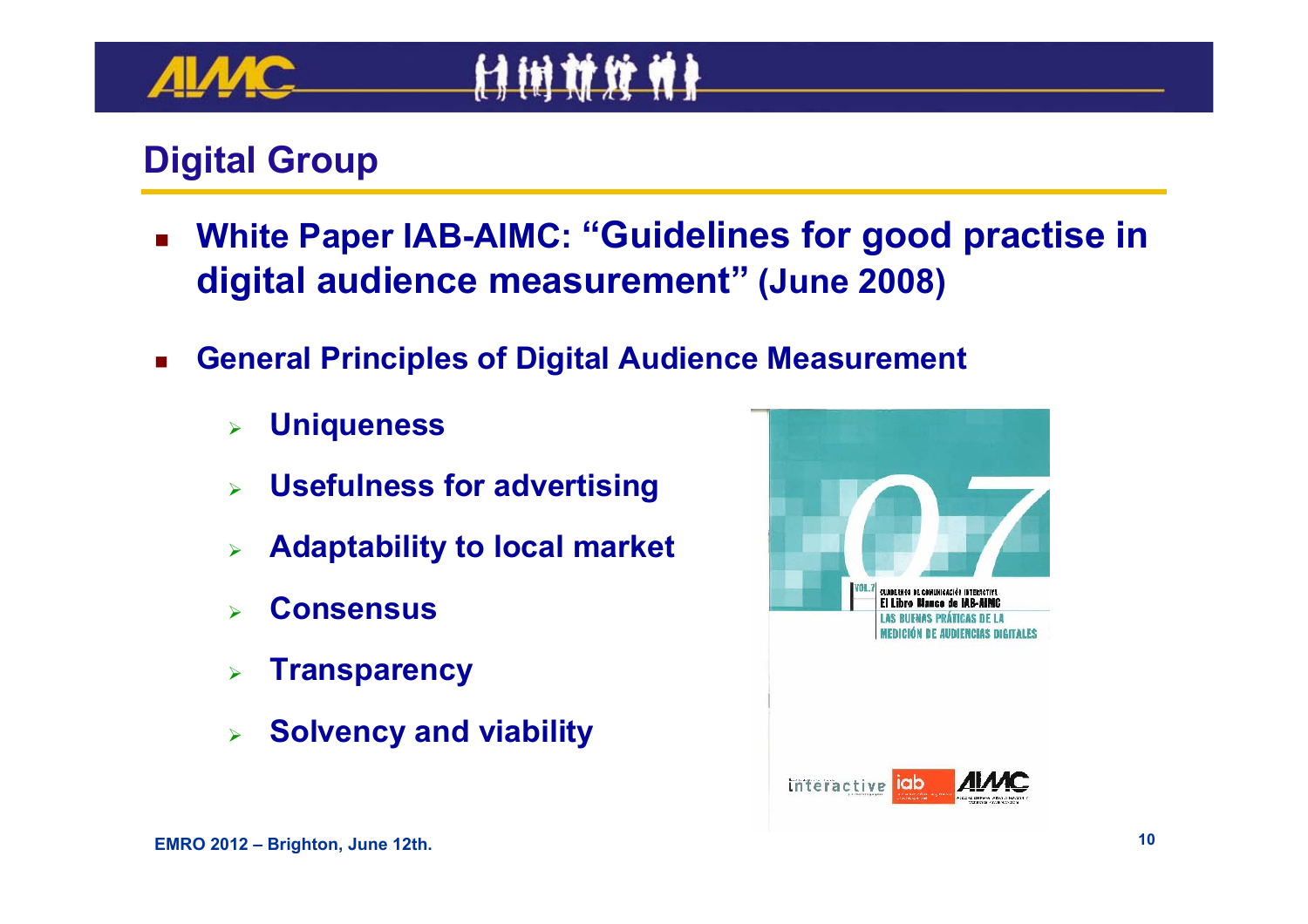## Digital Group

- **White Paper IAB-AIMC: "Guidelines for good practise in digital audience measurement" (June 2008)**
- **General Principles of Digital Audience Measurement**
  - **Uniqueness**
  - **Usefulness for advertising**
  - **Adaptability to local market**
  - **Consensus**
  - **Transparency**
  - **Solvency and viability**

EMRO 2012 – Brighton, June 12th.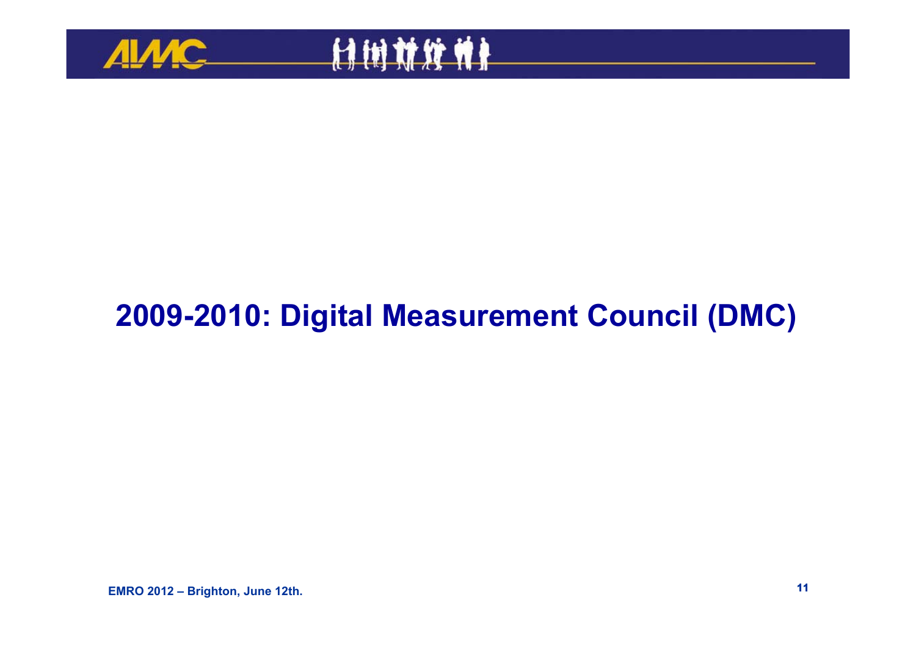# 2009-2010: Digital Measurement Council (DMC)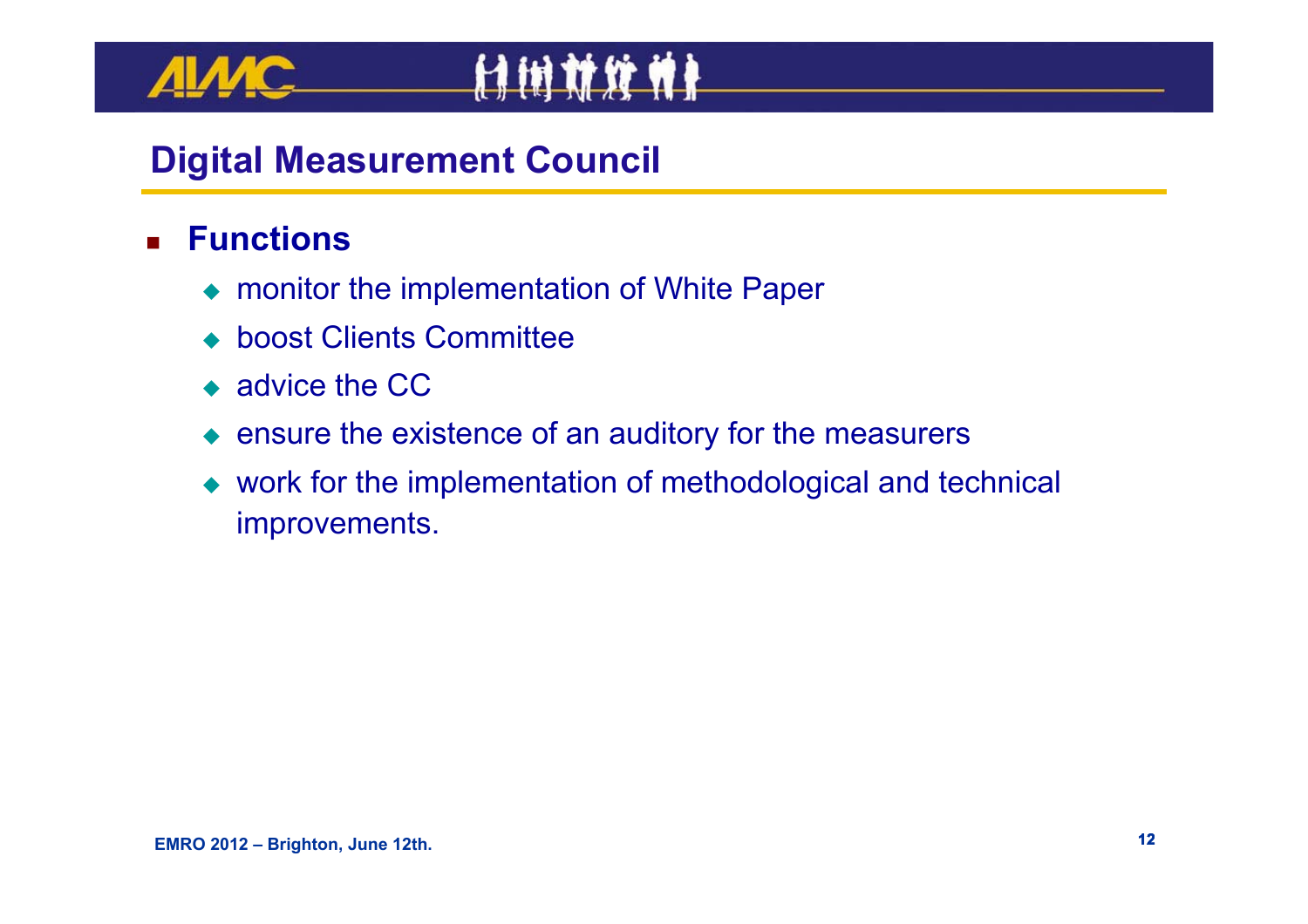## Digital Measurement Council

- **Functions**
  - monitor the implementation of White Paper
  - boost Clients Committee
  - advice the CC
  - ensure the existence of an auditory for the measurers
  - work for the implementation of methodological and technical improvements.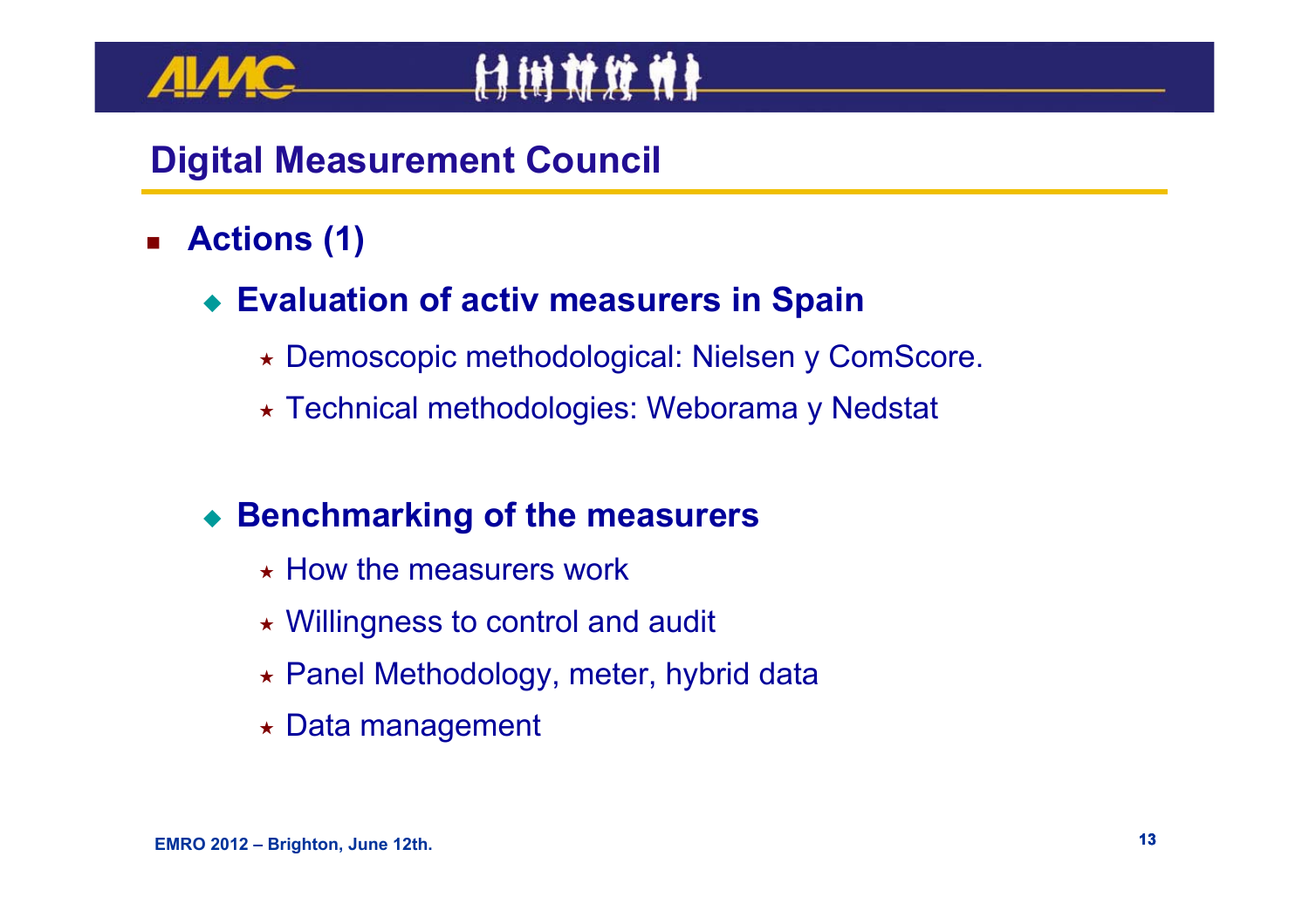## Digital Measurement Council

- **Actions (1)**
  - **Evaluation of activ measurers in Spain**
    - Demoscopic methodological: Nielsen y ComScore.
    - Technical methodologies: Weborama y Nedstat
  - **Benchmarking of the measurers**
    - How the measurers work
    - Willingness to control and audit
    - Panel Methodology, meter, hybrid data
    - Data management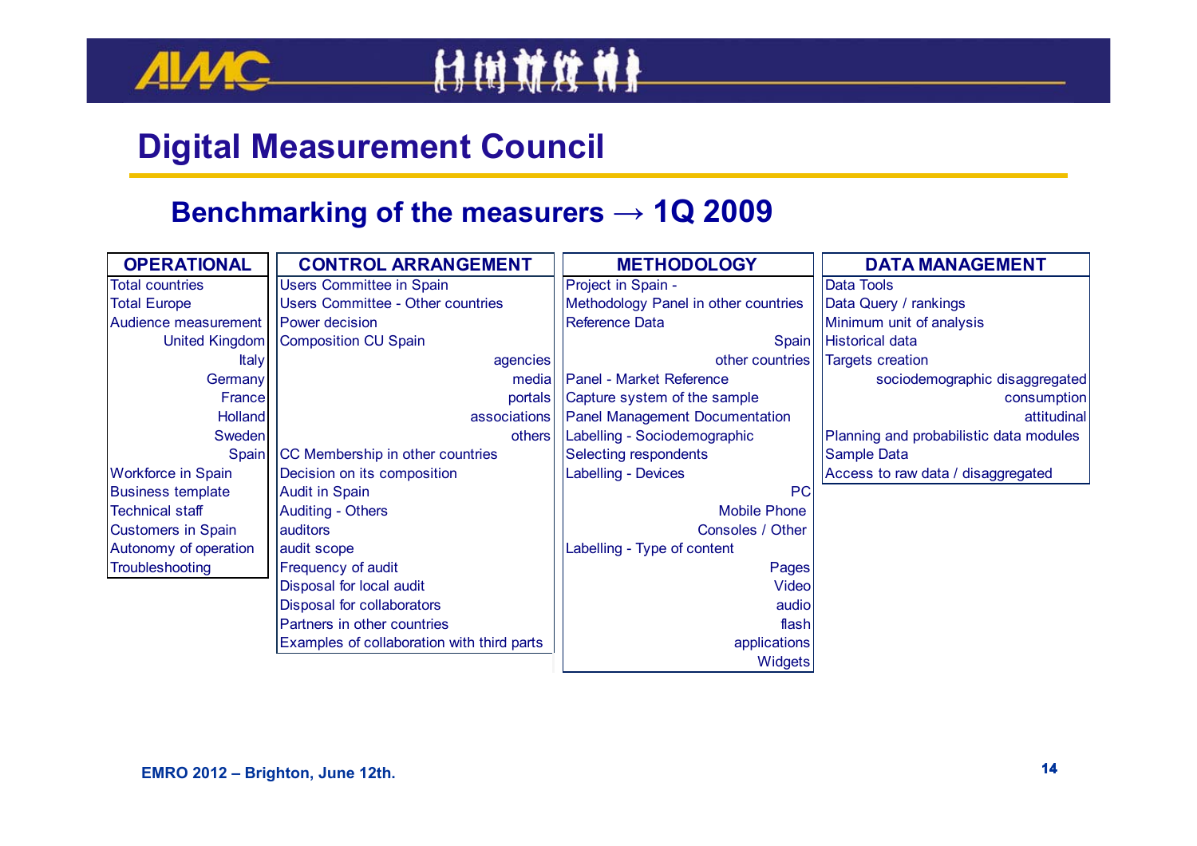# Digital Measurement Council

## Benchmarking of the measurers → 1Q 2009

| OPERATIONAL | CONTROL ARRANGEMENT | METHODOLOGY | DATA MANAGEMENT |
|---|---|---|---|
| Total countries | Users Committee in Spain | Project in Spain - | Data Tools |
| Total Europe | Users Committee - Other countries | Methodology Panel in other countries | Data Query / rankings |
| Audience measurement | Power decision | Reference Data | Minimum unit of analysis |
| United Kingdom | Composition CU Spain | Spain | Historical data |
| Italy | agencies | other countries | Targets creation |
| Germany | media | Panel - Market Reference | sociodemographic disaggregated |
| France | portals | Capture system of the sample | consumption |
| Holland | associations | Panel Management Documentation | attitudinal |
| Sweden | others | Labelling - Sociodemographic | Planning and probabilistic data modules |
| Spain | CC Membership in other countries | Selecting respondents | Sample Data |
| Workforce in Spain | Decision on its composition | Labelling - Devices | Access to raw data / disaggregated |
| Business template | Audit in Spain | PC | |
| Technical staff | Auditing - Others | Mobile Phone | |
| Customers in Spain | auditors | Consoles / Other | |
| Autonomy of operation | audit scope | Labelling - Type of content | |
| Troubleshooting | Frequency of audit | Pages | |
| | Disposal for local audit | Video | |
| | Disposal for collaborators | audio | |
| | Partners in other countries | flash | |
| | Examples of collaboration with third parts | applications | |
| | | Widgets | |

EMRO 2012 – Brighton, June 12th.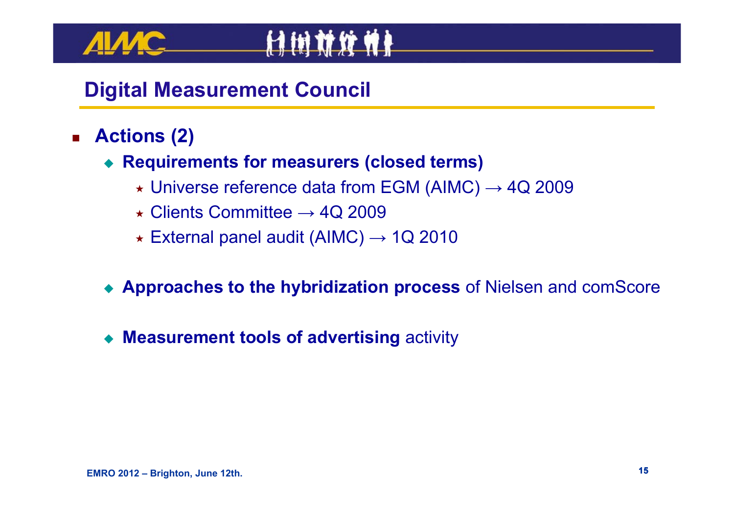## Digital Measurement Council

- **Actions (2)**
  - **Requirements for measurers (closed terms)**
    - Universe reference data from EGM (AIMC) → 4Q 2009
    - Clients Committee → 4Q 2009
    - External panel audit (AIMC) → 1Q 2010
  - **Approaches to the hybridization process** of Nielsen and comScore
  - **Measurement tools of advertising** activity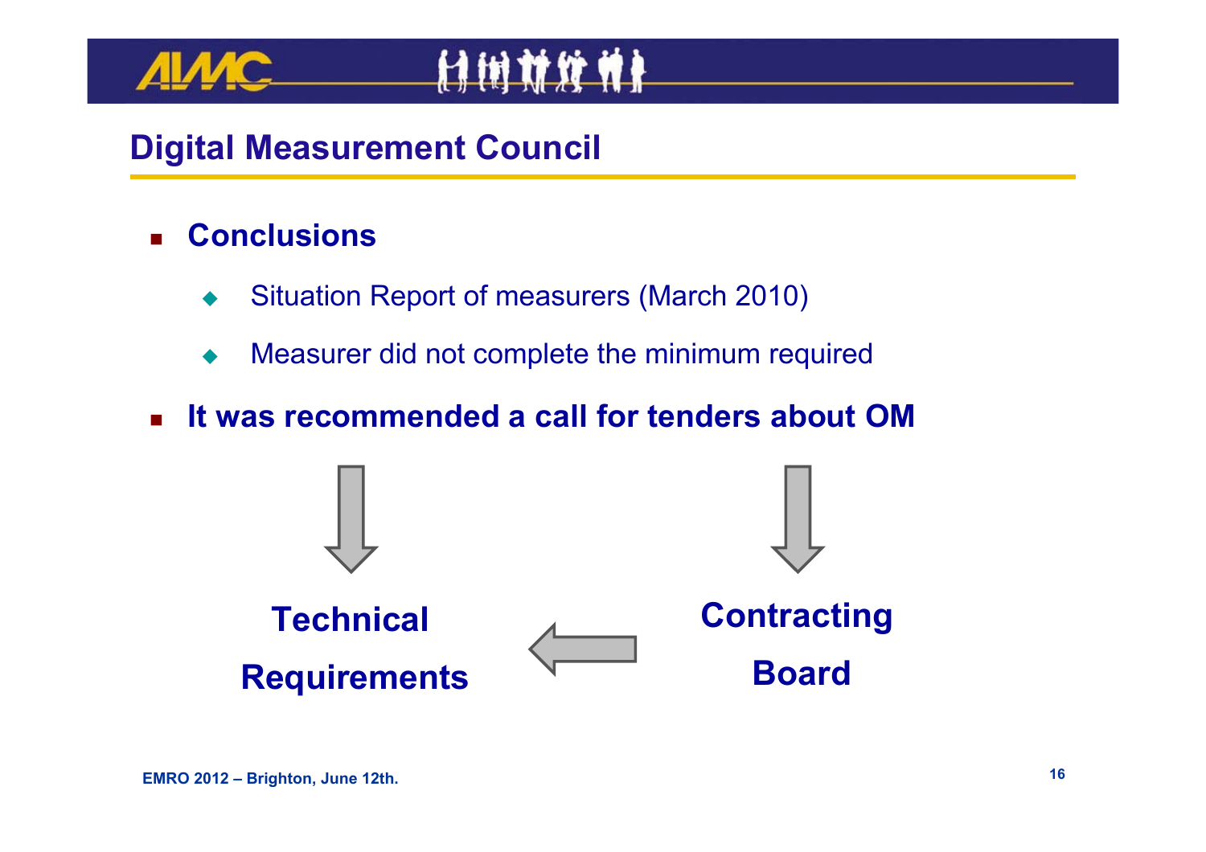## Digital Measurement Council

- **Conclusions**
  - Situation Report of measurers (March 2010)
  - Measurer did not complete the minimum required
- **It was recommended a call for tenders about OM**

**Technical Requirements**

**Contracting Board**

EMRO 2012 – Brighton, June 12th.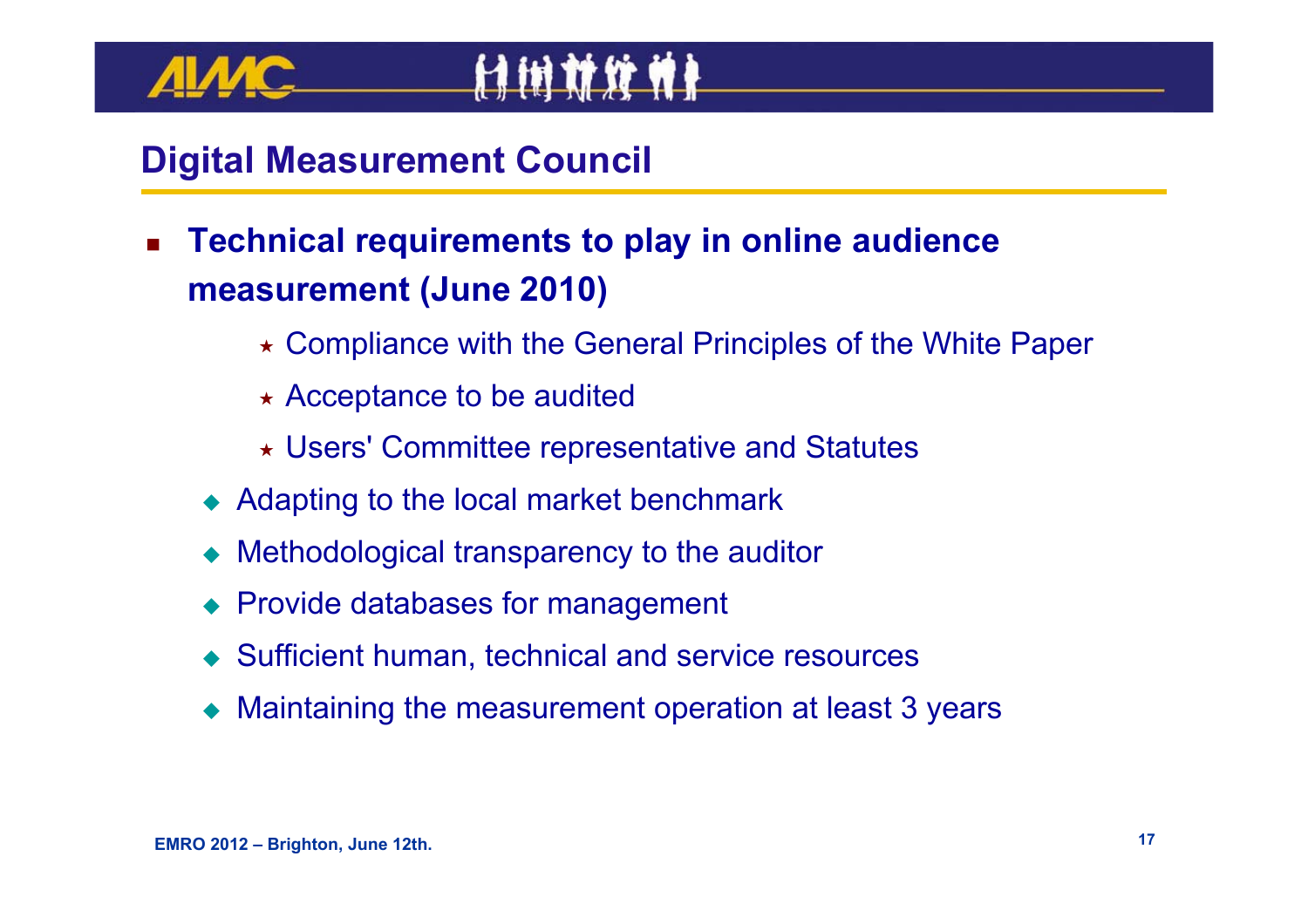## Digital Measurement Council

- **Technical requirements to play in online audience measurement (June 2010)**
    - Compliance with the General Principles of the White Paper
    - Acceptance to be audited
    - Users' Committee representative and Statutes
  - Adapting to the local market benchmark
  - Methodological transparency to the auditor
  - Provide databases for management
  - Sufficient human, technical and service resources
  - Maintaining the measurement operation at least 3 years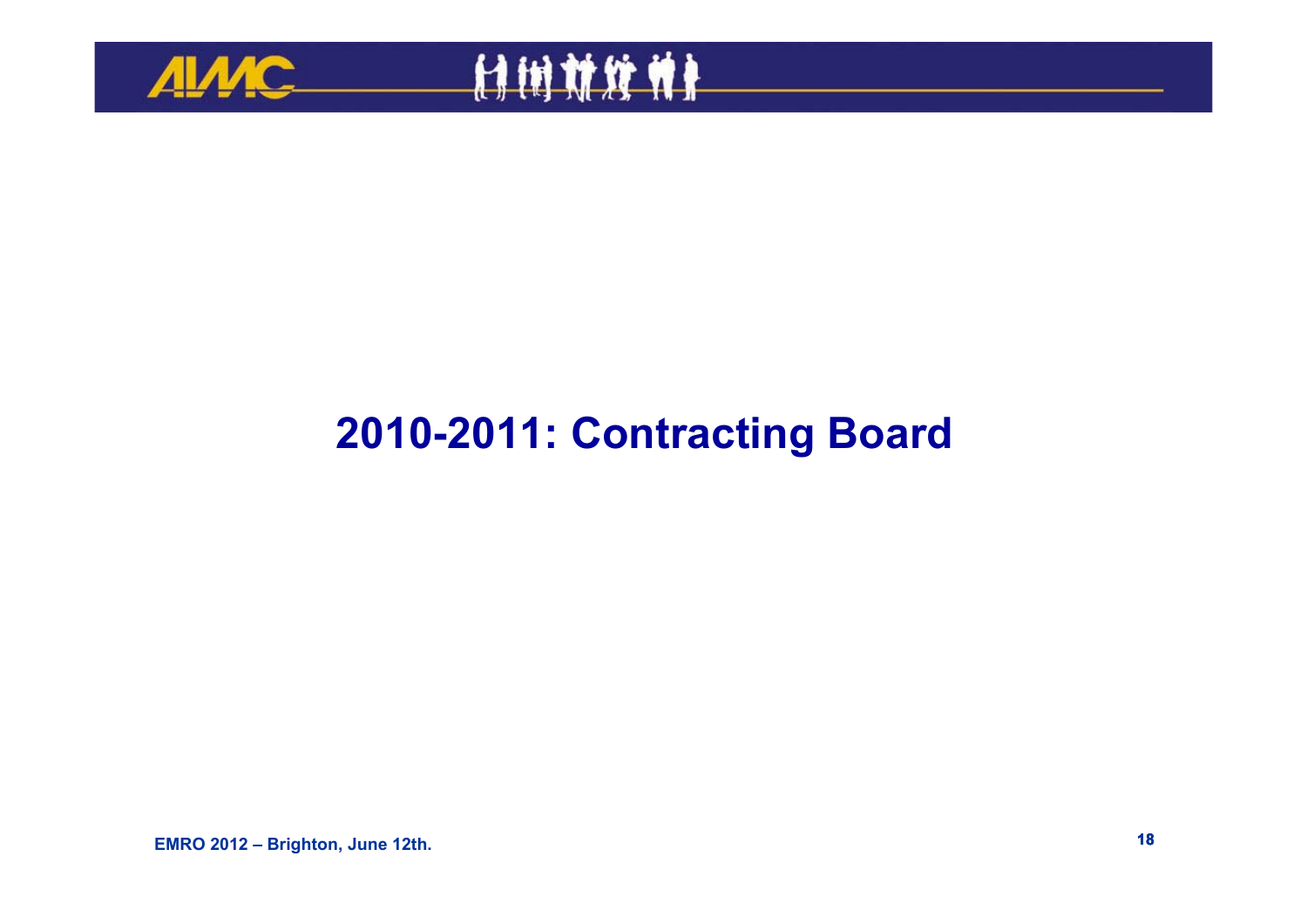# 2010-2011: Contracting Board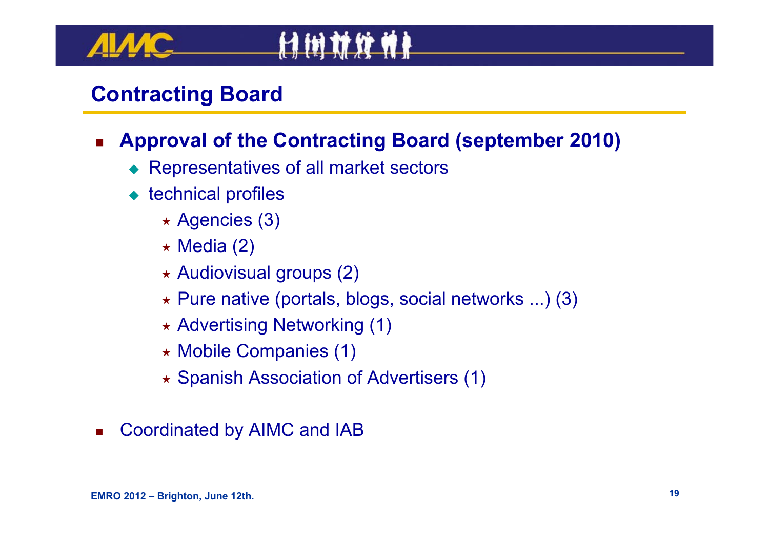# Contracting Board

- **Approval of the Contracting Board (september 2010)**
  - Representatives of all market sectors
  - technical profiles
    - Agencies (3)
    - Media (2)
    - Audiovisual groups (2)
    - Pure native (portals, blogs, social networks ...) (3)
    - Advertising Networking (1)
    - Mobile Companies (1)
    - Spanish Association of Advertisers (1)

- Coordinated by AIMC and IAB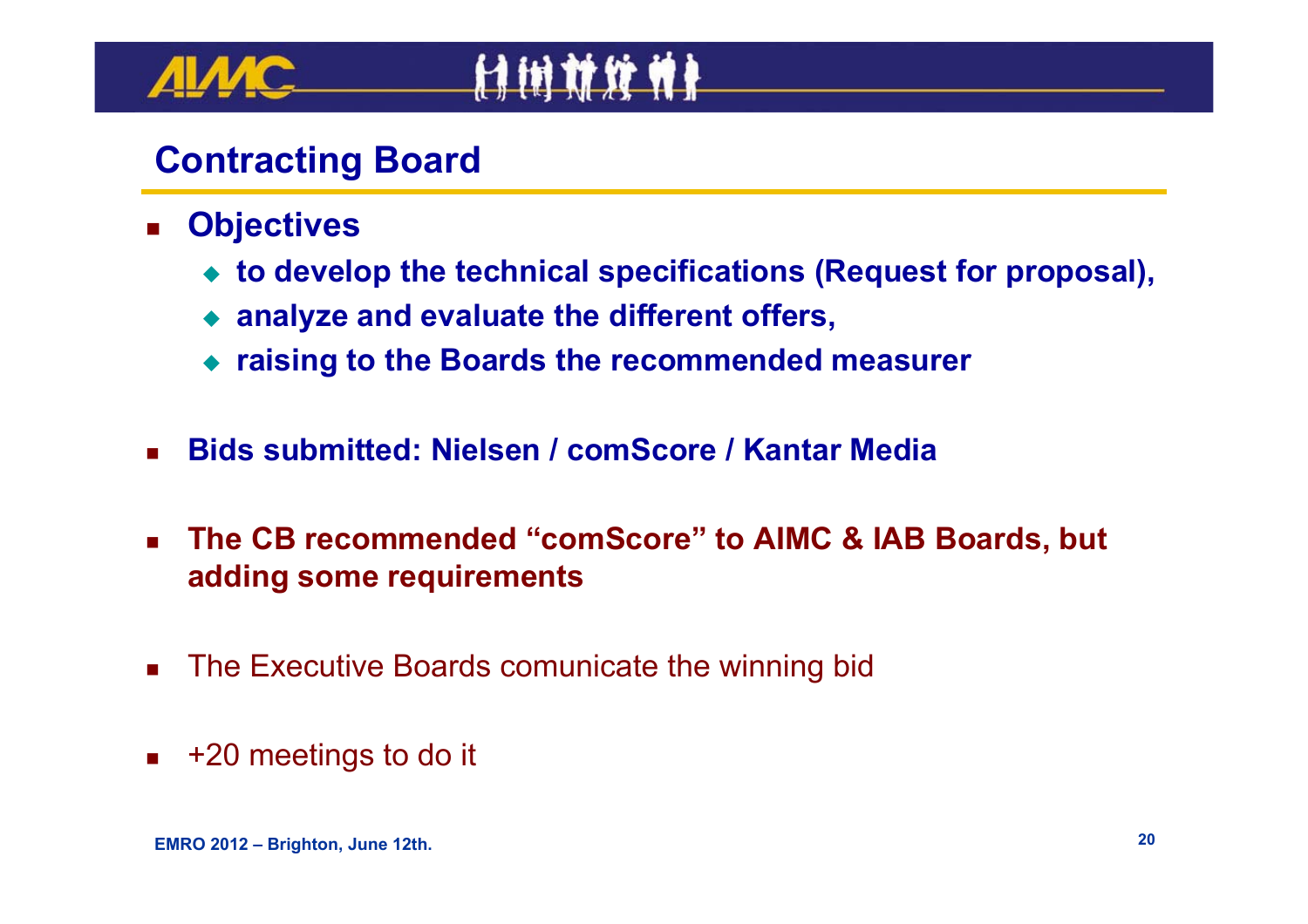## Contracting Board

- **Objectives**
  - **to develop the technical specifications (Request for proposal),**
  - **analyze and evaluate the different offers,**
  - **raising to the Boards the recommended measurer**

- **Bids submitted: Nielsen / comScore / Kantar Media**

- **The CB recommended “comScore” to AIMC & IAB Boards, but adding some requirements**

- The Executive Boards comunicate the winning bid

- +20 meetings to do it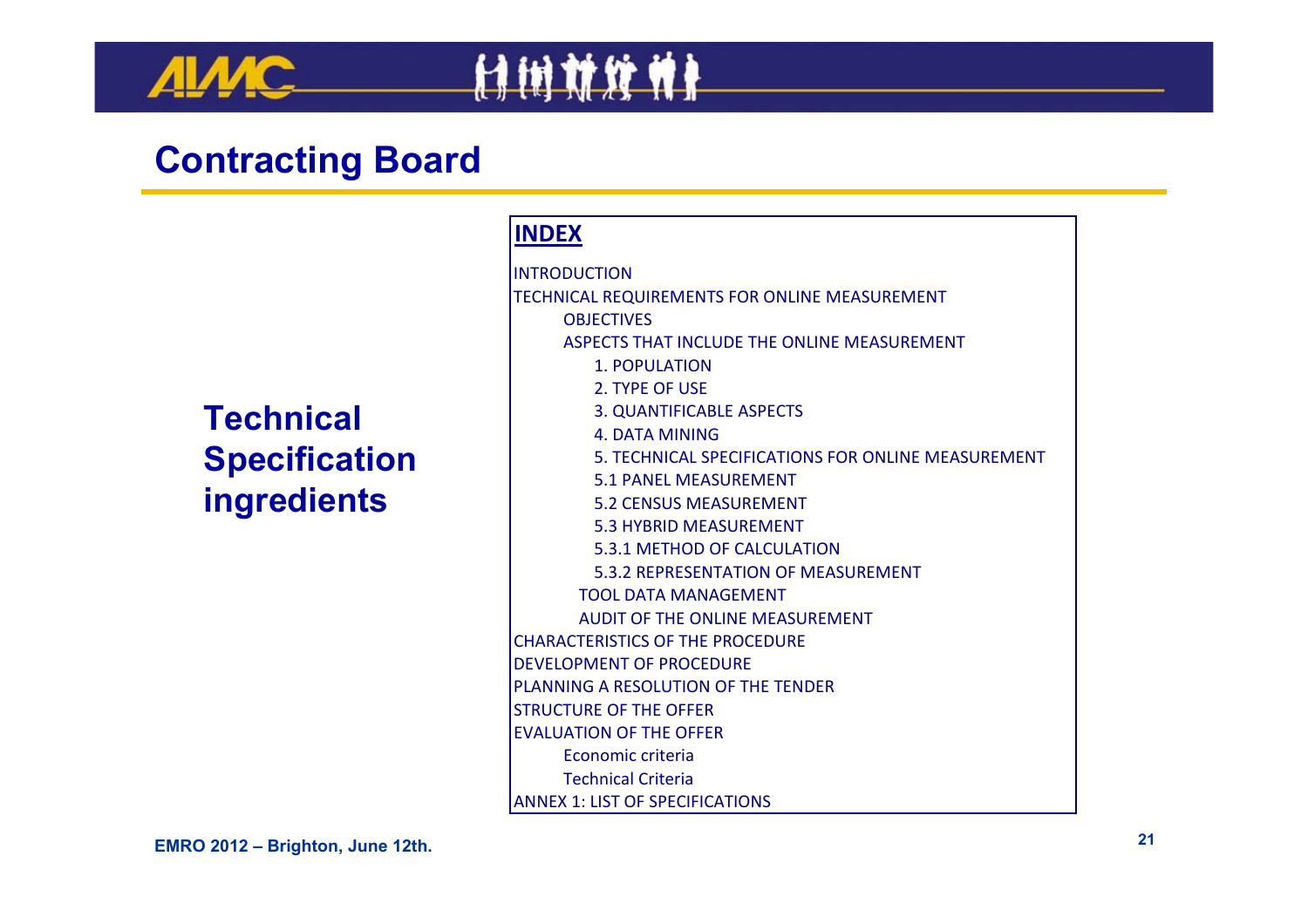# Contracting Board

## Technical Specification ingredients

**INDEX**

INTRODUCTION

TECHNICAL REQUIREMENTS FOR ONLINE MEASUREMENT

- OBJECTIVES
- ASPECTS THAT INCLUDE THE ONLINE MEASUREMENT
  - 1. POPULATION
  - 2. TYPE OF USE
  - 3. QUANTIFICABLE ASPECTS
  - 4. DATA MINING
  - 5. TECHNICAL SPECIFICATIONS FOR ONLINE MEASUREMENT
  - 5.1 PANEL MEASUREMENT
  - 5.2 CENSUS MEASUREMENT
  - 5.3 HYBRID MEASUREMENT
  - 5.3.1 METHOD OF CALCULATION
  - 5.3.2 REPRESENTATION OF MEASUREMENT
- TOOL DATA MANAGEMENT
- AUDIT OF THE ONLINE MEASUREMENT

CHARACTERISTICS OF THE PROCEDURE

DEVELOPMENT OF PROCEDURE

PLANNING A RESOLUTION OF THE TENDER

STRUCTURE OF THE OFFER

EVALUATION OF THE OFFER

- Economic criteria
- Technical Criteria

ANNEX 1: LIST OF SPECIFICATIONS

EMRO 2012 – Brighton, June 12th.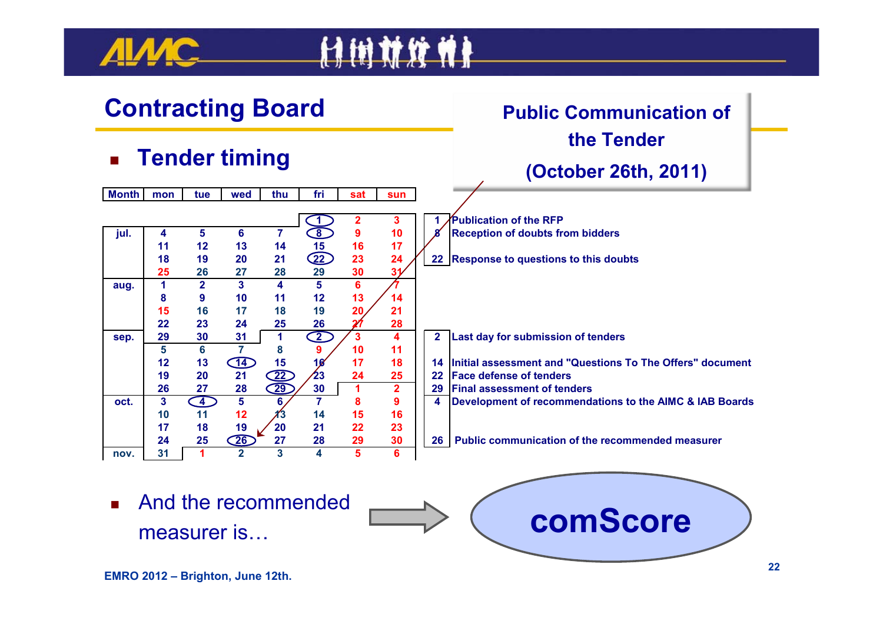## Contracting Board

**Public Communication of the Tender (October 26th, 2011)**

- **Tender timing**

| Month | mon | tue | wed | thu | fri | sat | sun | | |
|---|---|---|---|---|---|---|---|---|---|
| | | | | | 1 | 2 | 3 | 1 | Publication of the RFP |
| jul. | 4 | 5 | 6 | 7 | 8 | 9 | 10 | 8 | Reception of doubts from bidders |
| | 11 | 12 | 13 | 14 | 15 | 16 | 17 | | |
| | 18 | 19 | 20 | 21 | 22 | 23 | 24 | 22 | Response to questions to this doubts |
| | 25 | 26 | 27 | 28 | 29 | 30 | 31 | | |
| aug. | 1 | 2 | 3 | 4 | 5 | 6 | 7 | | |
| | 8 | 9 | 10 | 11 | 12 | 13 | 14 | | |
| | 15 | 16 | 17 | 18 | 19 | 20 | 21 | | |
| | 22 | 23 | 24 | 25 | 26 | 27 | 28 | | |
| sep. | 29 | 30 | 31 | 1 | 2 | 3 | 4 | 2 | Last day for submission of tenders |
| | 5 | 6 | 7 | 8 | 9 | 10 | 11 | | |
| | 12 | 13 | 14 | 15 | 16 | 17 | 18 | 14 | Initial assessment and "Questions To The Offers" document |
| | 19 | 20 | 21 | 22 | 23 | 24 | 25 | 22 | Face defense of tenders |
| | 26 | 27 | 28 | 29 | 30 | 1 | 2 | 29 | Final assessment of tenders |
| oct. | 3 | 4 | 5 | 6 | 7 | 8 | 9 | 4 | Development of recommendations to the AIMC & IAB Boards |
| | 10 | 11 | 12 | 13 | 14 | 15 | 16 | | |
| | 17 | 18 | 19 | 20 | 21 | 22 | 23 | | |
| | 24 | 25 | 26 | 27 | 28 | 29 | 30 | 26 | Public communication of the recommended measurer |
| nov. | 31 | 1 | 2 | 3 | 4 | 5 | 6 | | |

- And the recommended measurer is… → **comScore**

**EMRO 2012 – Brighton, June 12th.**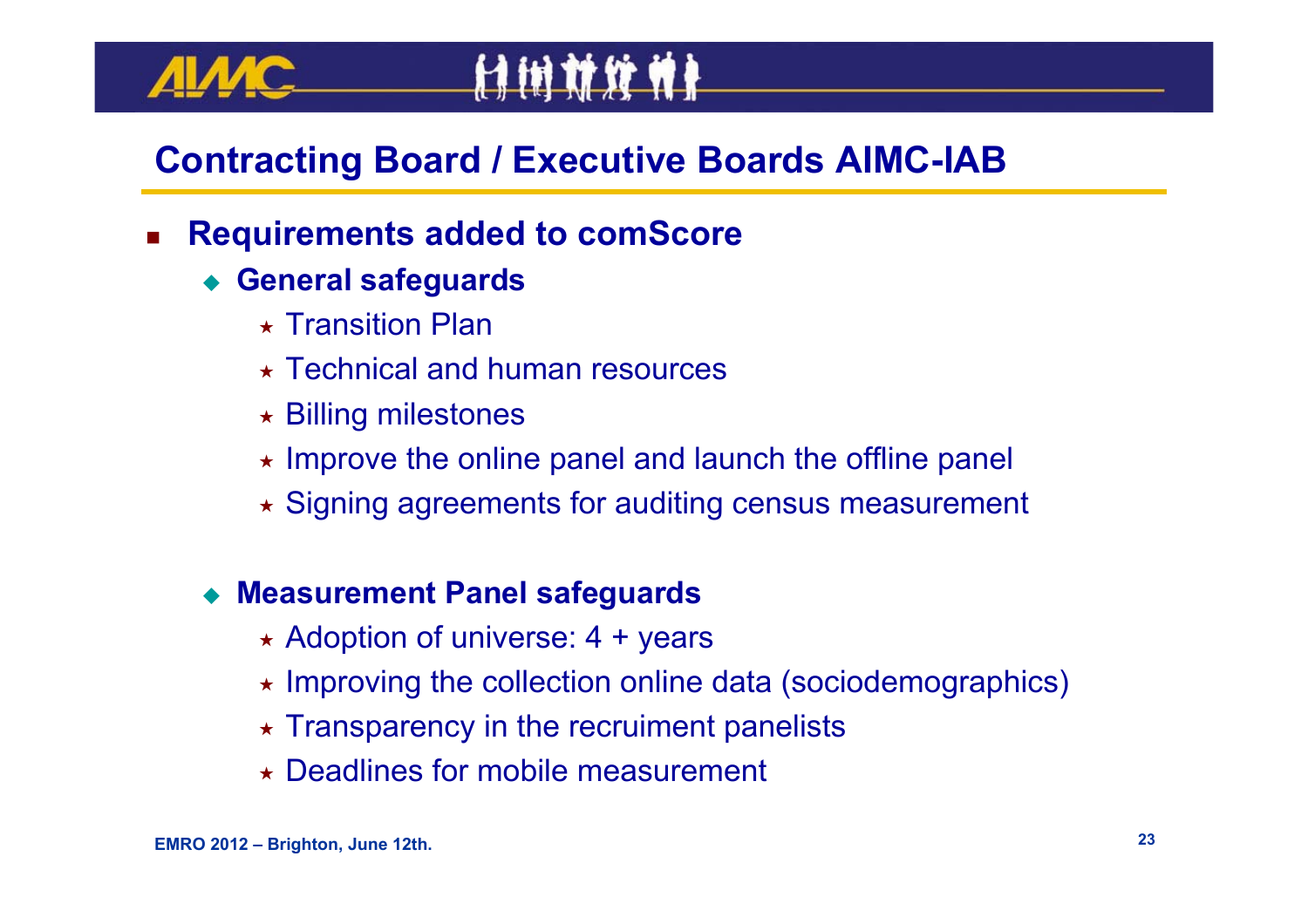## Contracting Board / Executive Boards AIMC-IAB

- **Requirements added to comScore**
  - **General safeguards**
    - Transition Plan
    - Technical and human resources
    - Billing milestones
    - Improve the online panel and launch the offline panel
    - Signing agreements for auditing census measurement
  - **Measurement Panel safeguards**
    - Adoption of universe: 4 + years
    - Improving the collection online data (sociodemographics)
    - Transparency in the recruiment panelists
    - Deadlines for mobile measurement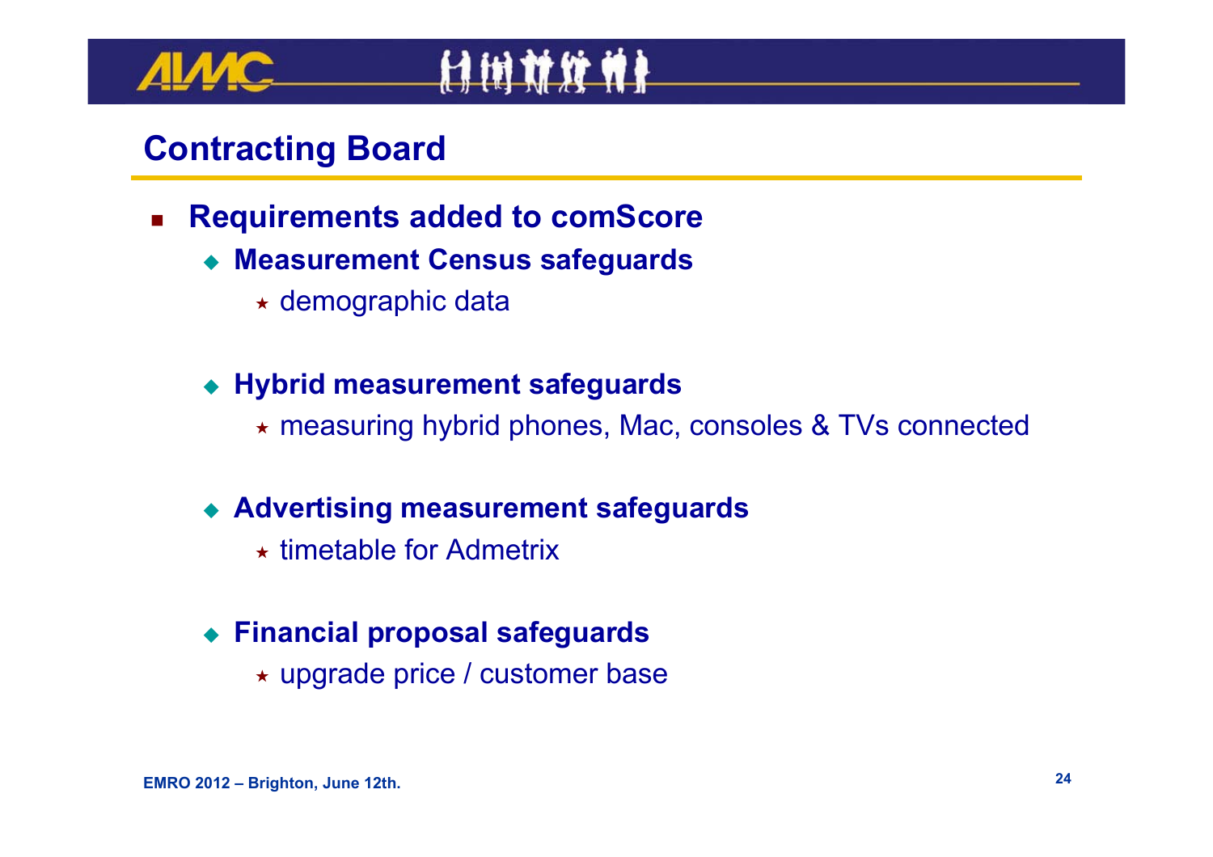## Contracting Board

- **Requirements added to comScore**
  - **Measurement Census safeguards**
    - demographic data
  - **Hybrid measurement safeguards**
    - measuring hybrid phones, Mac, consoles & TVs connected
  - **Advertising measurement safeguards**
    - timetable for Admetrix
  - **Financial proposal safeguards**
    - upgrade price / customer base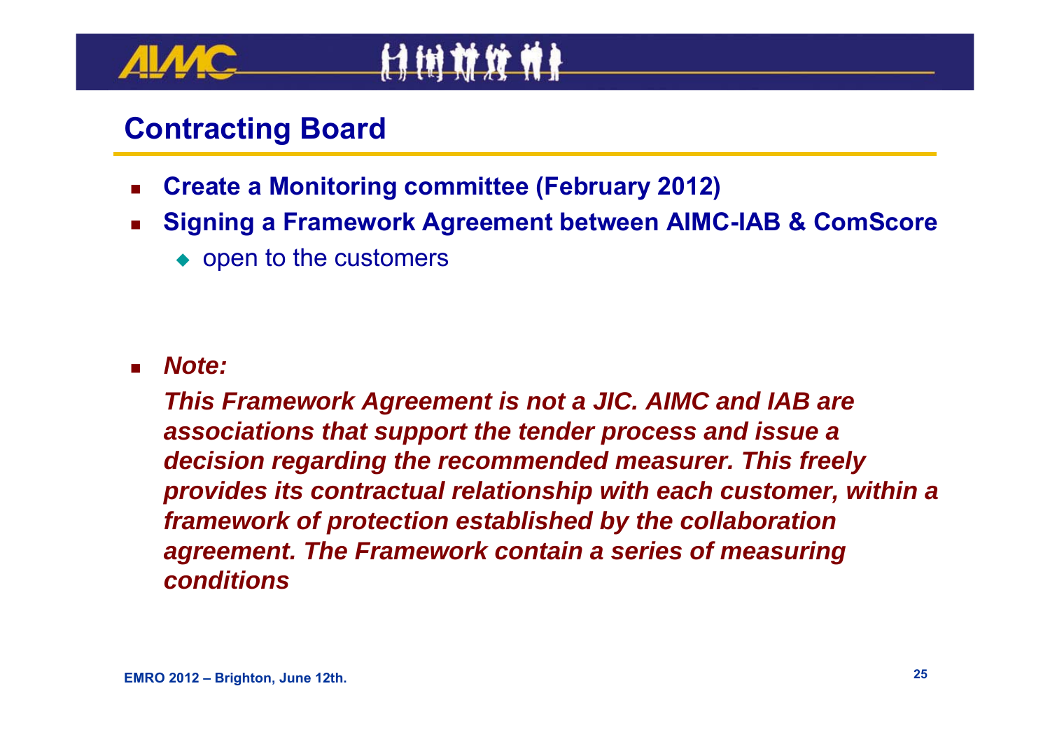## Contracting Board

- **Create a Monitoring committee (February 2012)**
- **Signing a Framework Agreement between AIMC-IAB & ComScore**
  - open to the customers

- ***Note:***

  ***This Framework Agreement is not a JIC. AIMC and IAB are associations that support the tender process and issue a decision regarding the recommended measurer. This freely provides its contractual relationship with each customer, within a framework of protection established by the collaboration agreement. The Framework contain a series of measuring conditions***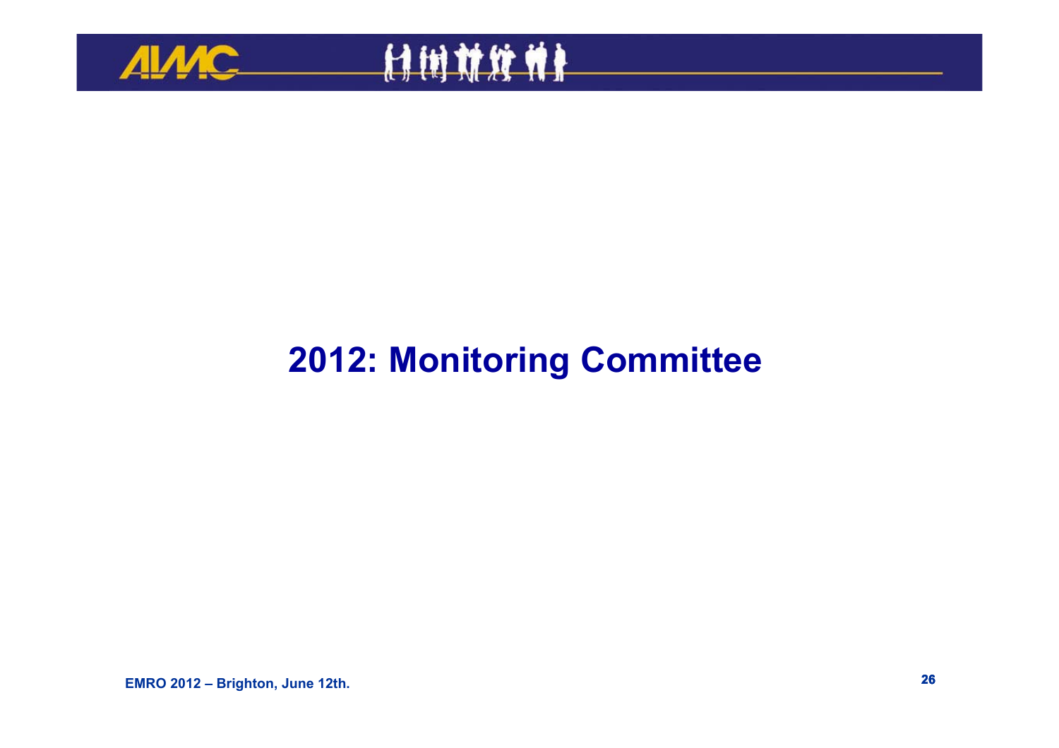# 2012: Monitoring Committee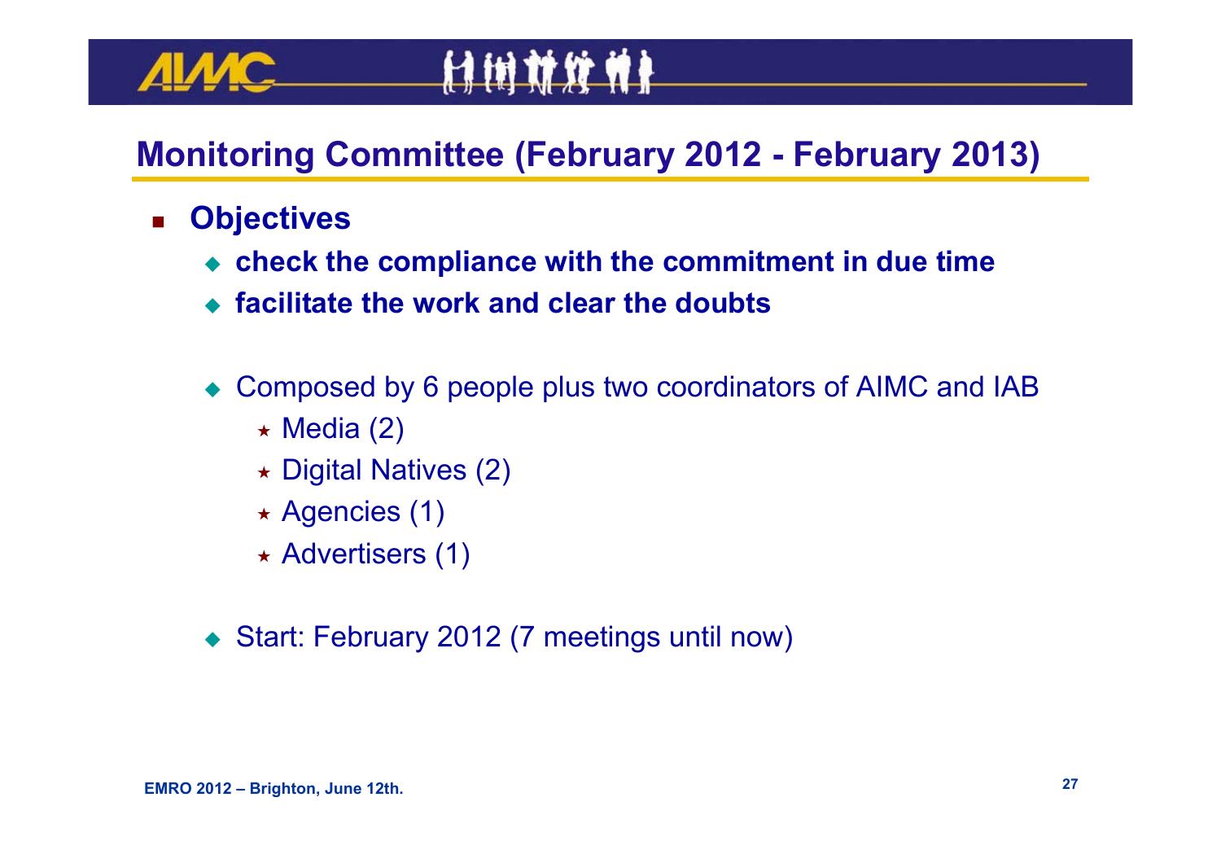# Monitoring Committee (February 2012 - February 2013)

- **Objectives**
  - **check the compliance with the commitment in due time**
  - **facilitate the work and clear the doubts**

  - Composed by 6 people plus two coordinators of AIMC and IAB
    - Media (2)
    - Digital Natives (2)
    - Agencies (1)
    - Advertisers (1)

  - Start: February 2012 (7 meetings until now)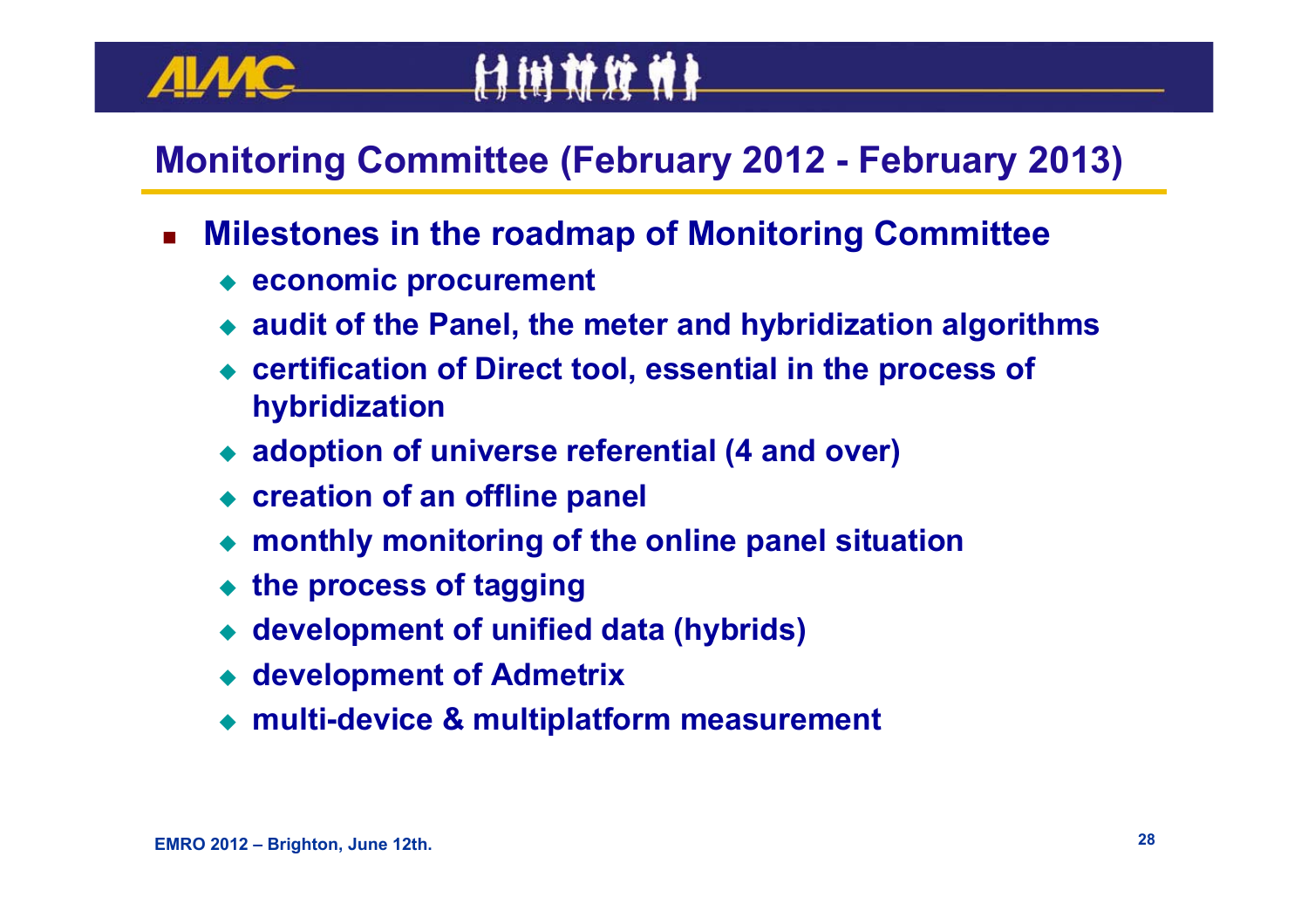# Monitoring Committee (February 2012 - February 2013)

- **Milestones in the roadmap of Monitoring Committee**
  - **economic procurement**
  - **audit of the Panel, the meter and hybridization algorithms**
  - **certification of Direct tool, essential in the process of hybridization**
  - **adoption of universe referential (4 and over)**
  - **creation of an offline panel**
  - **monthly monitoring of the online panel situation**
  - **the process of tagging**
  - **development of unified data (hybrids)**
  - **development of Admetrix**
  - **multi-device & multiplatform measurement**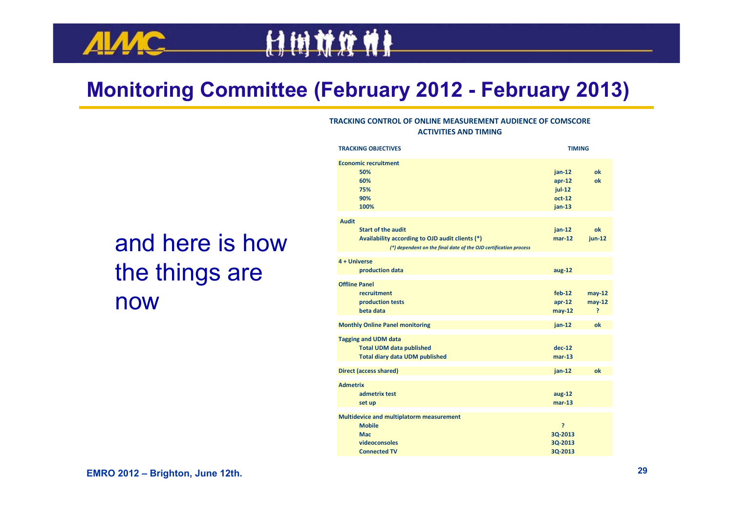# Monitoring Committee (February 2012 - February 2013)

and here is how the things are now

**TRACKING CONTROL OF ONLINE MEASUREMENT AUDIENCE OF COMSCORE**
**ACTIVITIES AND TIMING**

| TRACKING OBJECTIVES | TIMING | |
|---|---|---|
| **Economic recruitment** | | |
| 50% | jan-12 | ok |
| 60% | apr-12 | ok |
| 75% | jul-12 | |
| 90% | oct-12 | |
| 100% | jan-13 | |
| **Audit** | | |
| Start of the audit | jan-12 | ok |
| Availability according to OJD audit clients (*) | mar-12 | jun-12 |
| *(*) dependent on the final date of the OJD certification process* | | |
| **4 + Universe** | | |
| production data | aug-12 | |
| **Offline Panel** | | |
| recruitment | feb-12 | may-12 |
| production tests | apr-12 | may-12 |
| beta data | may-12 | ? |
| **Monthly Online Panel monitoring** | jan-12 | ok |
| **Tagging and UDM data** | | |
| Total UDM data published | dec-12 | |
| Total diary data UDM published | mar-13 | |
| **Direct (access shared)** | jan-12 | ok |
| **Admetrix** | | |
| admetrix test | aug-12 | |
| set up | mar-13 | |
| **Multidevice and multiplatorm measurement** | | |
| Mobile | ? | |
| Mac | 3Q-2013 | |
| videoconsoles | 3Q-2013 | |
| Connected TV | 3Q-2013 | |

EMRO 2012 – Brighton, June 12th.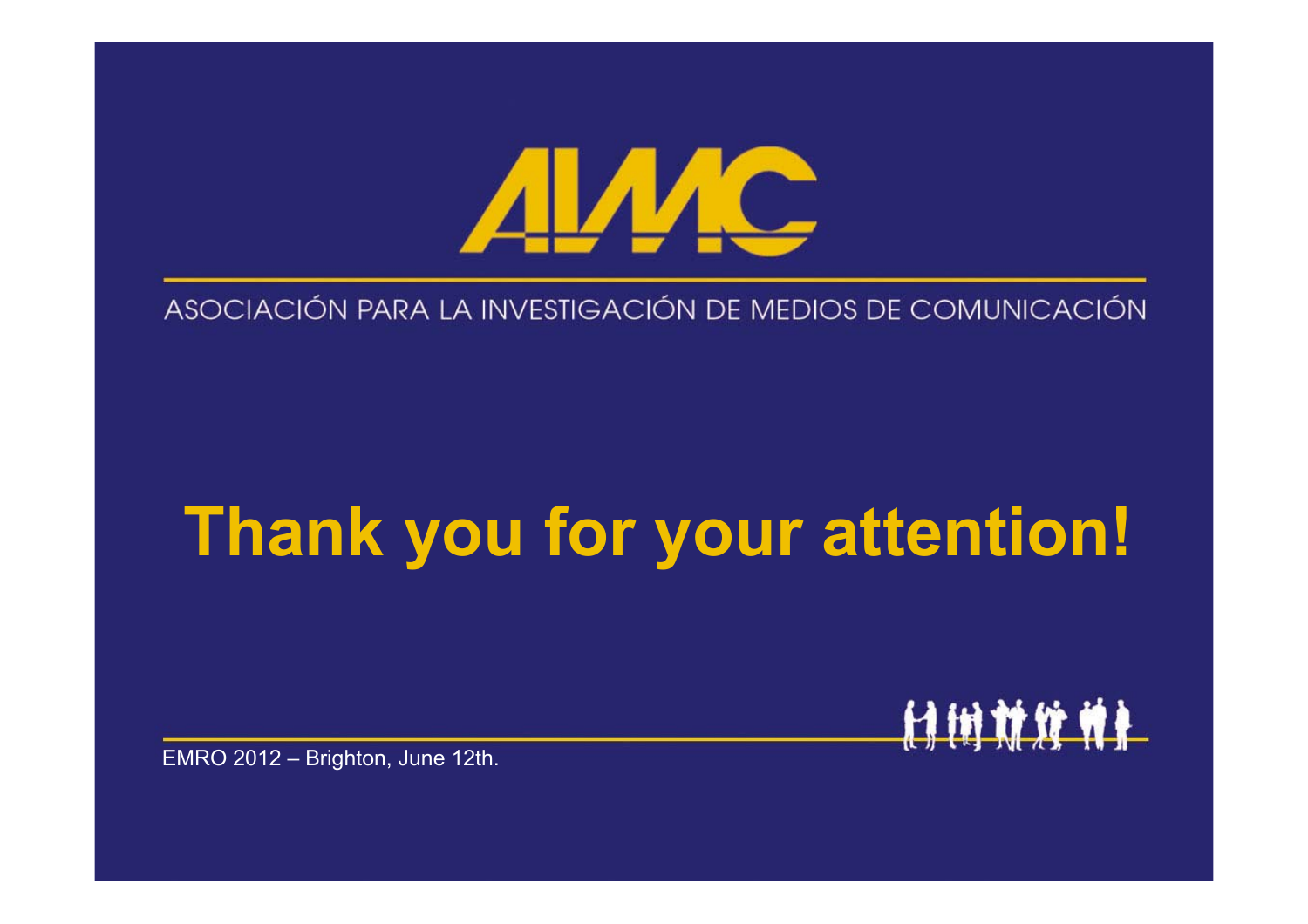AIMC

ASOCIACIÓN PARA LA INVESTIGACIÓN DE MEDIOS DE COMUNICACIÓN

# Thank you for your attention!

EMRO 2012 – Brighton, June 12th.